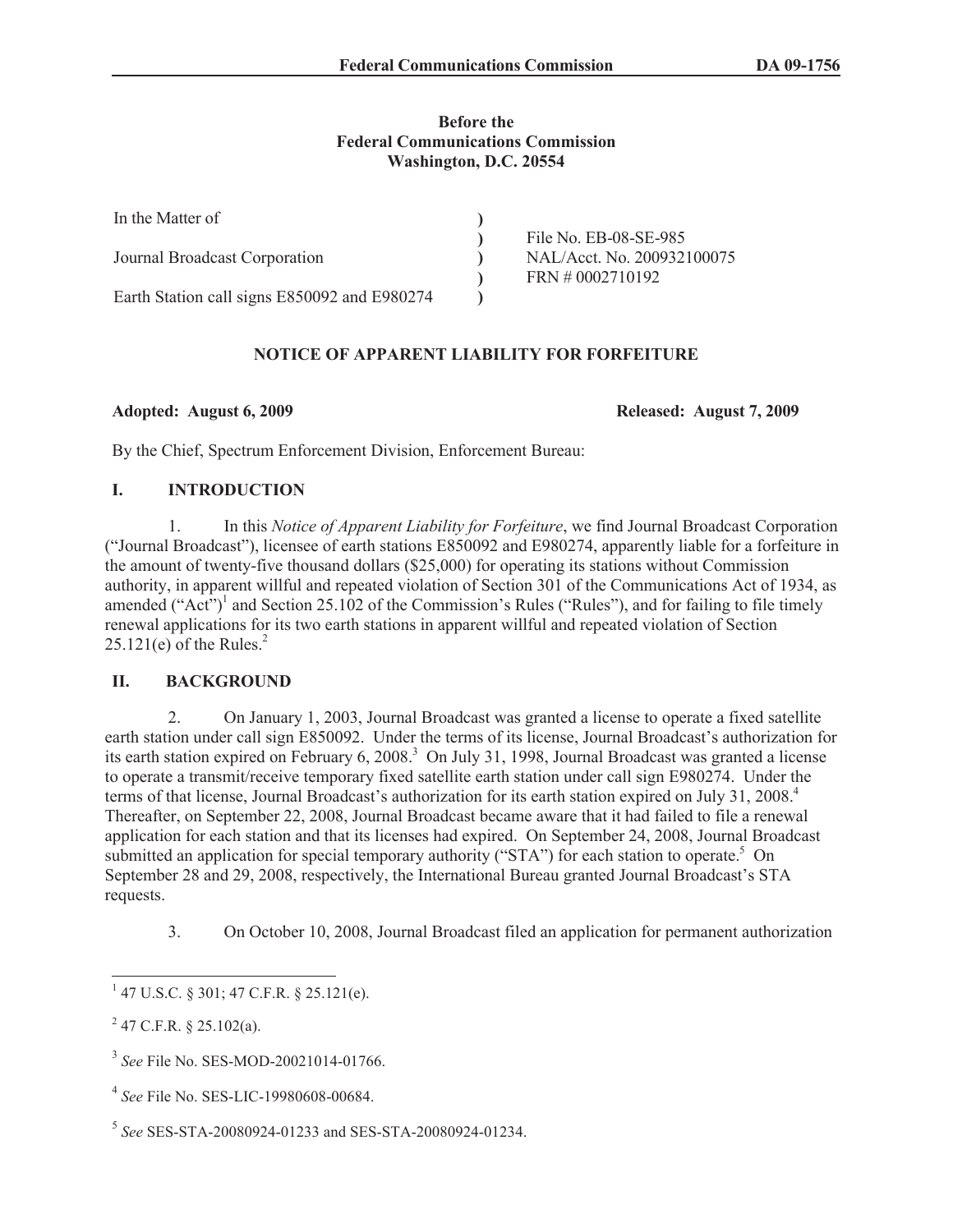**Before the**
**Federal Communications Commission**
**Washington, D.C. 20554**

| | | |
|---|---|---|
| In the Matter of | ) | |
| | ) | File No. EB-08-SE-985 |
| Journal Broadcast Corporation | ) | NAL/Acct. No. 200932100075 |
| | ) | FRN # 0002710192 |
| Earth Station call signs E850092 and E980274 | ) | |

## NOTICE OF APPARENT LIABILITY FOR FORFEITURE

**Adopted: August 6, 2009** **Released: August 7, 2009**

By the Chief, Spectrum Enforcement Division, Enforcement Bureau:

## I. INTRODUCTION

1. In this *Notice of Apparent Liability for Forfeiture*, we find Journal Broadcast Corporation ("Journal Broadcast"), licensee of earth stations E850092 and E980274, apparently liable for a forfeiture in the amount of twenty-five thousand dollars ($25,000) for operating its stations without Commission authority, in apparent willful and repeated violation of Section 301 of the Communications Act of 1934, as amended ("Act")[1] and Section 25.102 of the Commission's Rules ("Rules"), and for failing to file timely renewal applications for its two earth stations in apparent willful and repeated violation of Section 25.121(e) of the Rules.[2]

## II. BACKGROUND

2. On January 1, 2003, Journal Broadcast was granted a license to operate a fixed satellite earth station under call sign E850092. Under the terms of its license, Journal Broadcast's authorization for its earth station expired on February 6, 2008.[3] On July 31, 1998, Journal Broadcast was granted a license to operate a transmit/receive temporary fixed satellite earth station under call sign E980274. Under the terms of that license, Journal Broadcast's authorization for its earth station expired on July 31, 2008.[4] Thereafter, on September 22, 2008, Journal Broadcast became aware that it had failed to file a renewal application for each station and that its licenses had expired. On September 24, 2008, Journal Broadcast submitted an application for special temporary authority ("STA") for each station to operate.[5] On September 28 and 29, 2008, respectively, the International Bureau granted Journal Broadcast's STA requests.

3. On October 10, 2008, Journal Broadcast filed an application for permanent authorization

---

[1] 47 U.S.C. § 301; 47 C.F.R. § 25.121(e).

[2] 47 C.F.R. § 25.102(a).

[3] *See* File No. SES-MOD-20021014-01766.

[4] *See* File No. SES-LIC-19980608-00684.

[5] *See* SES-STA-20080924-01233 and SES-STA-20080924-01234.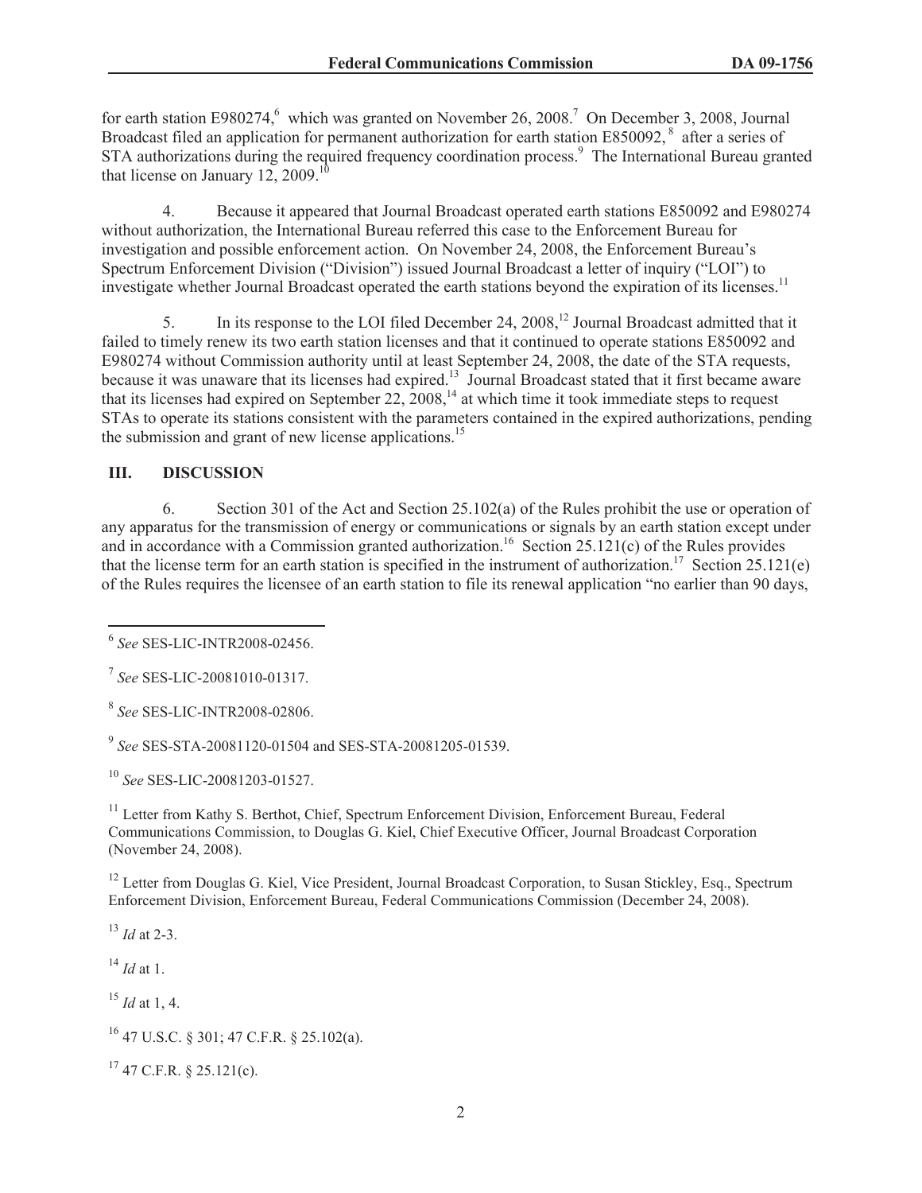for earth station E980274,[6] which was granted on November 26, 2008.[7] On December 3, 2008, Journal Broadcast filed an application for permanent authorization for earth station E850092,[8] after a series of STA authorizations during the required frequency coordination process.[9] The International Bureau granted that license on January 12, 2009.[10]

4. Because it appeared that Journal Broadcast operated earth stations E850092 and E980274 without authorization, the International Bureau referred this case to the Enforcement Bureau for investigation and possible enforcement action. On November 24, 2008, the Enforcement Bureau's Spectrum Enforcement Division ("Division") issued Journal Broadcast a letter of inquiry ("LOI") to investigate whether Journal Broadcast operated the earth stations beyond the expiration of its licenses.[11]

5. In its response to the LOI filed December 24, 2008,[12] Journal Broadcast admitted that it failed to timely renew its two earth station licenses and that it continued to operate stations E850092 and E980274 without Commission authority until at least September 24, 2008, the date of the STA requests, because it was unaware that its licenses had expired.[13] Journal Broadcast stated that it first became aware that its licenses had expired on September 22, 2008,[14] at which time it took immediate steps to request STAs to operate its stations consistent with the parameters contained in the expired authorizations, pending the submission and grant of new license applications.[15]

## III. DISCUSSION

6. Section 301 of the Act and Section 25.102(a) of the Rules prohibit the use or operation of any apparatus for the transmission of energy or communications or signals by an earth station except under and in accordance with a Commission granted authorization.[16] Section 25.121(c) of the Rules provides that the license term for an earth station is specified in the instrument of authorization.[17] Section 25.121(e) of the Rules requires the licensee of an earth station to file its renewal application "no earlier than 90 days,

---

[6] *See* SES-LIC-INTR2008-02456.

[7] *See* SES-LIC-20081010-01317.

[8] *See* SES-LIC-INTR2008-02806.

[9] *See* SES-STA-20081120-01504 and SES-STA-20081205-01539.

[10] *See* SES-LIC-20081203-01527.

[11] Letter from Kathy S. Berthot, Chief, Spectrum Enforcement Division, Enforcement Bureau, Federal Communications Commission, to Douglas G. Kiel, Chief Executive Officer, Journal Broadcast Corporation (November 24, 2008).

[12] Letter from Douglas G. Kiel, Vice President, Journal Broadcast Corporation, to Susan Stickley, Esq., Spectrum Enforcement Division, Enforcement Bureau, Federal Communications Commission (December 24, 2008).

[13] *Id* at 2-3.

[14] *Id* at 1.

[15] *Id* at 1, 4.

[16] 47 U.S.C. § 301; 47 C.F.R. § 25.102(a).

[17] 47 C.F.R. § 25.121(c).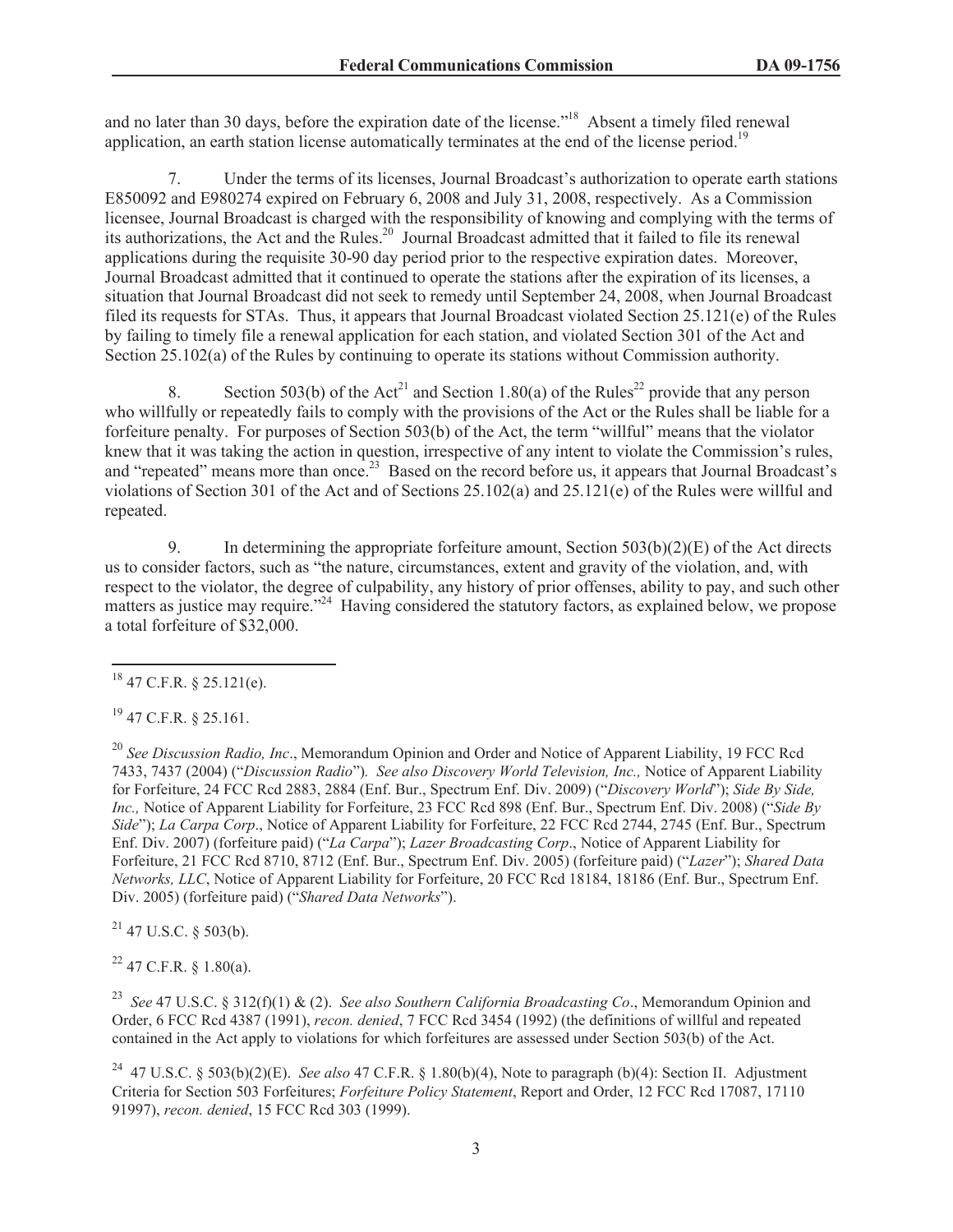and no later than 30 days, before the expiration date of the license."[18] Absent a timely filed renewal application, an earth station license automatically terminates at the end of the license period.[19]

7. Under the terms of its licenses, Journal Broadcast's authorization to operate earth stations E850092 and E980274 expired on February 6, 2008 and July 31, 2008, respectively. As a Commission licensee, Journal Broadcast is charged with the responsibility of knowing and complying with the terms of its authorizations, the Act and the Rules.[20] Journal Broadcast admitted that it failed to file its renewal applications during the requisite 30-90 day period prior to the respective expiration dates. Moreover, Journal Broadcast admitted that it continued to operate the stations after the expiration of its licenses, a situation that Journal Broadcast did not seek to remedy until September 24, 2008, when Journal Broadcast filed its requests for STAs. Thus, it appears that Journal Broadcast violated Section 25.121(e) of the Rules by failing to timely file a renewal application for each station, and violated Section 301 of the Act and Section 25.102(a) of the Rules by continuing to operate its stations without Commission authority.

8. Section 503(b) of the Act[21] and Section 1.80(a) of the Rules[22] provide that any person who willfully or repeatedly fails to comply with the provisions of the Act or the Rules shall be liable for a forfeiture penalty. For purposes of Section 503(b) of the Act, the term "willful" means that the violator knew that it was taking the action in question, irrespective of any intent to violate the Commission's rules, and "repeated" means more than once.[23] Based on the record before us, it appears that Journal Broadcast's violations of Section 301 of the Act and of Sections 25.102(a) and 25.121(e) of the Rules were willful and repeated.

9. In determining the appropriate forfeiture amount, Section 503(b)(2)(E) of the Act directs us to consider factors, such as "the nature, circumstances, extent and gravity of the violation, and, with respect to the violator, the degree of culpability, any history of prior offenses, ability to pay, and such other matters as justice may require."[24] Having considered the statutory factors, as explained below, we propose a total forfeiture of $32,000.

---

[18] 47 C.F.R. § 25.121(e).

[19] 47 C.F.R. § 25.161.

[20] *See Discussion Radio, Inc*., Memorandum Opinion and Order and Notice of Apparent Liability, 19 FCC Rcd 7433, 7437 (2004) ("*Discussion Radio*"). *See also Discovery World Television, Inc.,* Notice of Apparent Liability for Forfeiture, 24 FCC Rcd 2883, 2884 (Enf. Bur., Spectrum Enf. Div. 2009) ("*Discovery World*"); *Side By Side, Inc.,* Notice of Apparent Liability for Forfeiture, 23 FCC Rcd 898 (Enf. Bur., Spectrum Enf. Div. 2008) ("*Side By Side*"); *La Carpa Corp*., Notice of Apparent Liability for Forfeiture, 22 FCC Rcd 2744, 2745 (Enf. Bur., Spectrum Enf. Div. 2007) (forfeiture paid) ("*La Carpa*"); *Lazer Broadcasting Corp*., Notice of Apparent Liability for Forfeiture, 21 FCC Rcd 8710, 8712 (Enf. Bur., Spectrum Enf. Div. 2005) (forfeiture paid) ("*Lazer*"); *Shared Data Networks, LLC*, Notice of Apparent Liability for Forfeiture, 20 FCC Rcd 18184, 18186 (Enf. Bur., Spectrum Enf. Div. 2005) (forfeiture paid) ("*Shared Data Networks*").

[21] 47 U.S.C. § 503(b).

[22] 47 C.F.R. § 1.80(a).

[23] *See* 47 U.S.C. § 312(f)(1) & (2). *See also Southern California Broadcasting Co*., Memorandum Opinion and Order, 6 FCC Rcd 4387 (1991), *recon. denied*, 7 FCC Rcd 3454 (1992) (the definitions of willful and repeated contained in the Act apply to violations for which forfeitures are assessed under Section 503(b) of the Act.

[24] 47 U.S.C. § 503(b)(2)(E). *See also* 47 C.F.R. § 1.80(b)(4), Note to paragraph (b)(4): Section II. Adjustment Criteria for Section 503 Forfeitures; *Forfeiture Policy Statement*, Report and Order, 12 FCC Rcd 17087, 17110 91997), *recon. denied*, 15 FCC Rcd 303 (1999).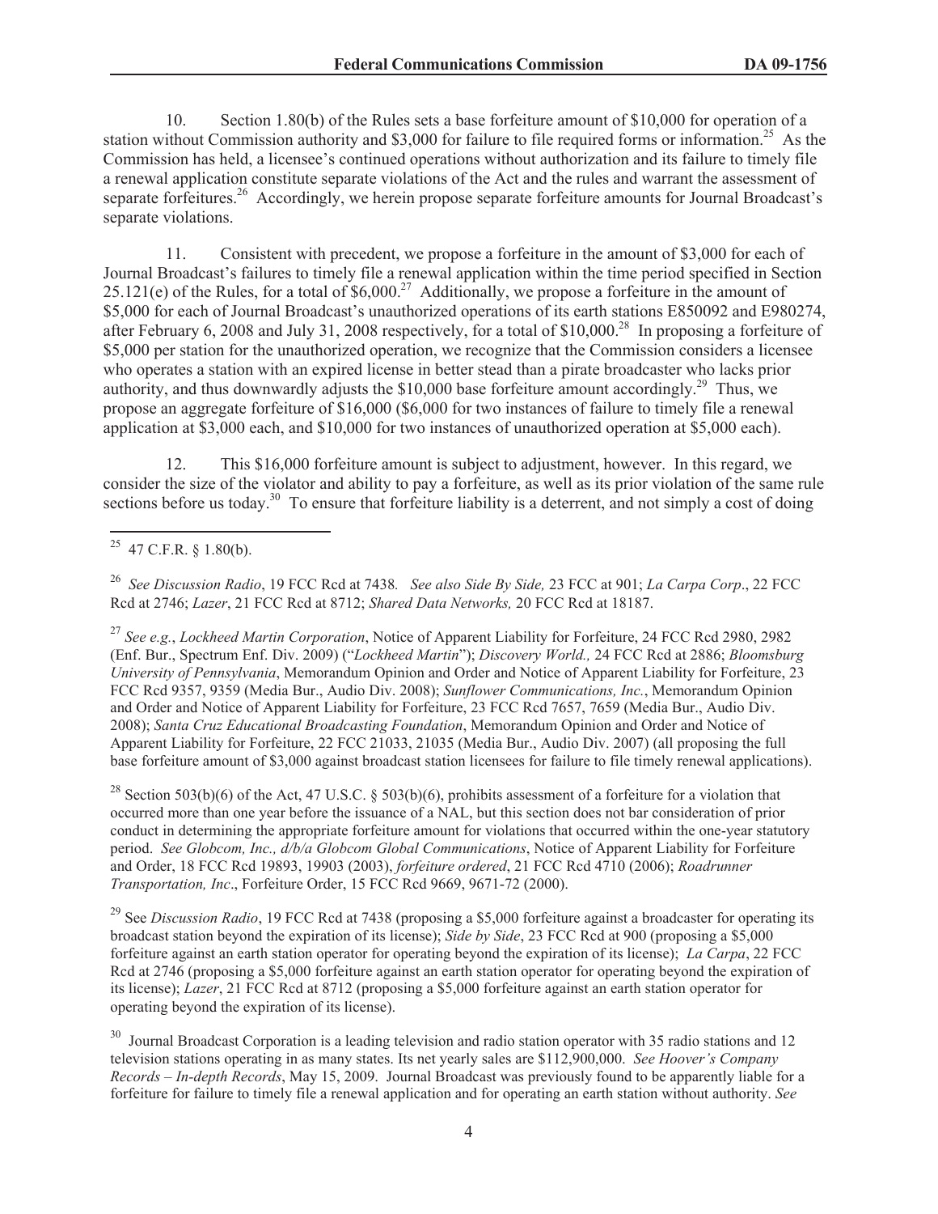10. Section 1.80(b) of the Rules sets a base forfeiture amount of $10,000 for operation of a station without Commission authority and $3,000 for failure to file required forms or information.[25] As the Commission has held, a licensee's continued operations without authorization and its failure to timely file a renewal application constitute separate violations of the Act and the rules and warrant the assessment of separate forfeitures.[26] Accordingly, we herein propose separate forfeiture amounts for Journal Broadcast's separate violations.

11. Consistent with precedent, we propose a forfeiture in the amount of $3,000 for each of Journal Broadcast's failures to timely file a renewal application within the time period specified in Section 25.121(e) of the Rules, for a total of $6,000.[27] Additionally, we propose a forfeiture in the amount of $5,000 for each of Journal Broadcast's unauthorized operations of its earth stations E850092 and E980274, after February 6, 2008 and July 31, 2008 respectively, for a total of $10,000.[28] In proposing a forfeiture of $5,000 per station for the unauthorized operation, we recognize that the Commission considers a licensee who operates a station with an expired license in better stead than a pirate broadcaster who lacks prior authority, and thus downwardly adjusts the $10,000 base forfeiture amount accordingly.[29] Thus, we propose an aggregate forfeiture of $16,000 ($6,000 for two instances of failure to timely file a renewal application at $3,000 each, and $10,000 for two instances of unauthorized operation at $5,000 each).

12. This $16,000 forfeiture amount is subject to adjustment, however. In this regard, we consider the size of the violator and ability to pay a forfeiture, as well as its prior violation of the same rule sections before us today.[30] To ensure that forfeiture liability is a deterrent, and not simply a cost of doing

---

[25] 47 C.F.R. § 1.80(b).

[26] *See Discussion Radio*, 19 FCC Rcd at 7438. *See also Side By Side,* 23 FCC at 901; *La Carpa Corp*., 22 FCC Rcd at 2746; *Lazer*, 21 FCC Rcd at 8712; *Shared Data Networks,* 20 FCC Rcd at 18187.

[27] *See e.g.*, *Lockheed Martin Corporation*, Notice of Apparent Liability for Forfeiture, 24 FCC Rcd 2980, 2982 (Enf. Bur., Spectrum Enf. Div. 2009) ("*Lockheed Martin*"); *Discovery World.,* 24 FCC Rcd at 2886; *Bloomsburg University of Pennsylvania*, Memorandum Opinion and Order and Notice of Apparent Liability for Forfeiture, 23 FCC Rcd 9357, 9359 (Media Bur., Audio Div. 2008); *Sunflower Communications, Inc.*, Memorandum Opinion and Order and Notice of Apparent Liability for Forfeiture, 23 FCC Rcd 7657, 7659 (Media Bur., Audio Div. 2008); *Santa Cruz Educational Broadcasting Foundation*, Memorandum Opinion and Order and Notice of Apparent Liability for Forfeiture, 22 FCC 21033, 21035 (Media Bur., Audio Div. 2007) (all proposing the full base forfeiture amount of $3,000 against broadcast station licensees for failure to file timely renewal applications).

[28] Section 503(b)(6) of the Act, 47 U.S.C. § 503(b)(6), prohibits assessment of a forfeiture for a violation that occurred more than one year before the issuance of a NAL, but this section does not bar consideration of prior conduct in determining the appropriate forfeiture amount for violations that occurred within the one-year statutory period. *See Globcom, Inc., d/b/a Globcom Global Communications*, Notice of Apparent Liability for Forfeiture and Order, 18 FCC Rcd 19893, 19903 (2003), *forfeiture ordered*, 21 FCC Rcd 4710 (2006); *Roadrunner Transportation, Inc*., Forfeiture Order, 15 FCC Rcd 9669, 9671-72 (2000).

[29] See *Discussion Radio*, 19 FCC Rcd at 7438 (proposing a $5,000 forfeiture against a broadcaster for operating its broadcast station beyond the expiration of its license); *Side by Side*, 23 FCC Rcd at 900 (proposing a $5,000 forfeiture against an earth station operator for operating beyond the expiration of its license); *La Carpa*, 22 FCC Rcd at 2746 (proposing a $5,000 forfeiture against an earth station operator for operating beyond the expiration of its license); *Lazer*, 21 FCC Rcd at 8712 (proposing a $5,000 forfeiture against an earth station operator for operating beyond the expiration of its license).

[30] Journal Broadcast Corporation is a leading television and radio station operator with 35 radio stations and 12 television stations operating in as many states. Its net yearly sales are $112,900,000. *See Hoover's Company Records – In-depth Records*, May 15, 2009. Journal Broadcast was previously found to be apparently liable for a forfeiture for failure to timely file a renewal application and for operating an earth station without authority. *See*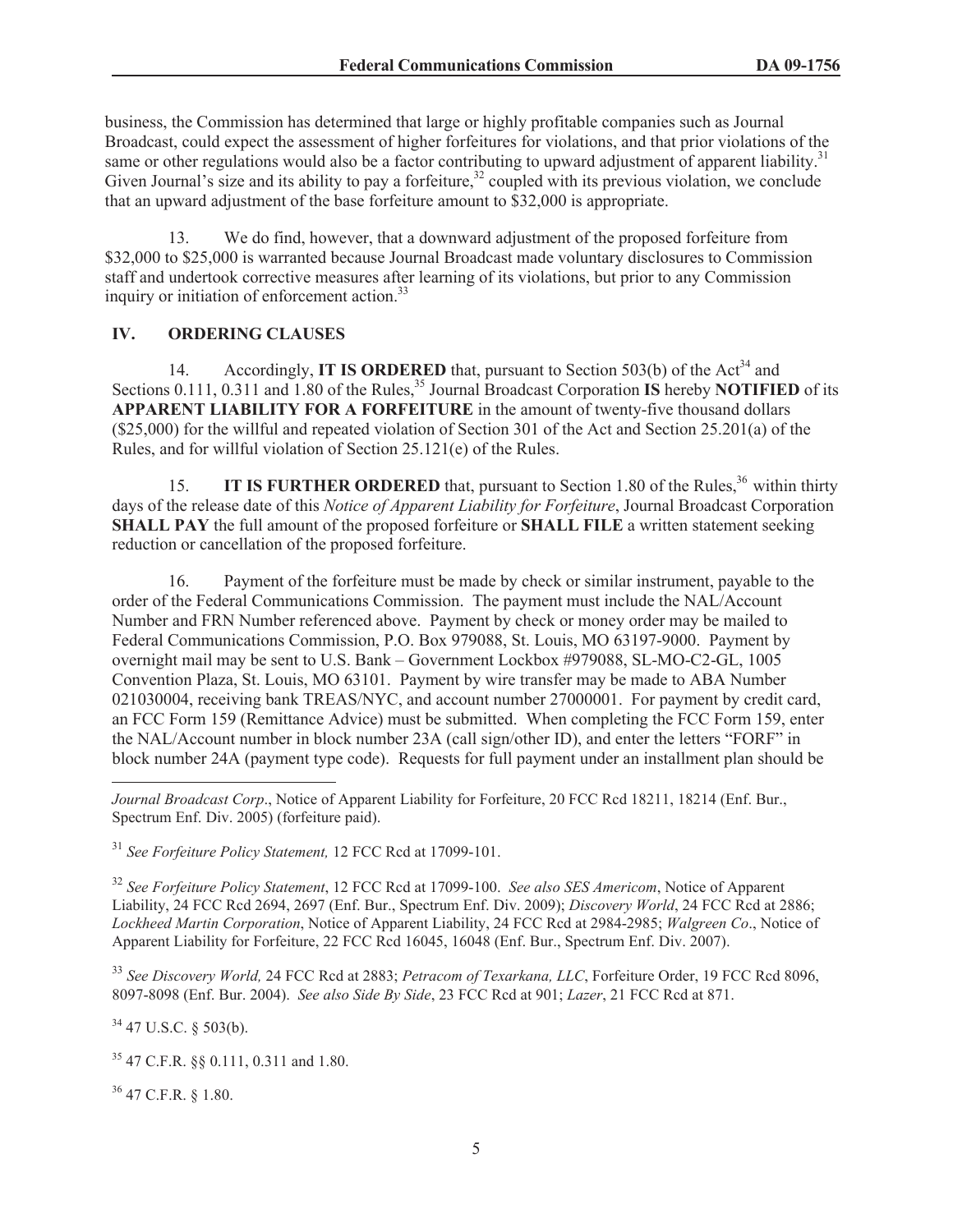business, the Commission has determined that large or highly profitable companies such as Journal Broadcast, could expect the assessment of higher forfeitures for violations, and that prior violations of the same or other regulations would also be a factor contributing to upward adjustment of apparent liability.[31] Given Journal's size and its ability to pay a forfeiture,[32] coupled with its previous violation, we conclude that an upward adjustment of the base forfeiture amount to $32,000 is appropriate.

13. We do find, however, that a downward adjustment of the proposed forfeiture from $32,000 to $25,000 is warranted because Journal Broadcast made voluntary disclosures to Commission staff and undertook corrective measures after learning of its violations, but prior to any Commission inquiry or initiation of enforcement action.[33]

## IV. ORDERING CLAUSES

14. Accordingly, **IT IS ORDERED** that, pursuant to Section 503(b) of the Act[34] and Sections 0.111, 0.311 and 1.80 of the Rules,[35] Journal Broadcast Corporation **IS** hereby **NOTIFIED** of its **APPARENT LIABILITY FOR A FORFEITURE** in the amount of twenty-five thousand dollars ($25,000) for the willful and repeated violation of Section 301 of the Act and Section 25.201(a) of the Rules, and for willful violation of Section 25.121(e) of the Rules.

15. **IT IS FURTHER ORDERED** that, pursuant to Section 1.80 of the Rules,[36] within thirty days of the release date of this *Notice of Apparent Liability for Forfeiture*, Journal Broadcast Corporation **SHALL PAY** the full amount of the proposed forfeiture or **SHALL FILE** a written statement seeking reduction or cancellation of the proposed forfeiture.

16. Payment of the forfeiture must be made by check or similar instrument, payable to the order of the Federal Communications Commission. The payment must include the NAL/Account Number and FRN Number referenced above. Payment by check or money order may be mailed to Federal Communications Commission, P.O. Box 979088, St. Louis, MO 63197-9000. Payment by overnight mail may be sent to U.S. Bank – Government Lockbox #979088, SL-MO-C2-GL, 1005 Convention Plaza, St. Louis, MO 63101. Payment by wire transfer may be made to ABA Number 021030004, receiving bank TREAS/NYC, and account number 27000001. For payment by credit card, an FCC Form 159 (Remittance Advice) must be submitted. When completing the FCC Form 159, enter the NAL/Account number in block number 23A (call sign/other ID), and enter the letters "FORF" in block number 24A (payment type code). Requests for full payment under an installment plan should be

---

*Journal Broadcast Corp*., Notice of Apparent Liability for Forfeiture, 20 FCC Rcd 18211, 18214 (Enf. Bur., Spectrum Enf. Div. 2005) (forfeiture paid).

[31] *See Forfeiture Policy Statement,* 12 FCC Rcd at 17099-101.

[32] *See Forfeiture Policy Statement*, 12 FCC Rcd at 17099-100. *See also SES Americom*, Notice of Apparent Liability, 24 FCC Rcd 2694, 2697 (Enf. Bur., Spectrum Enf. Div. 2009); *Discovery World*, 24 FCC Rcd at 2886; *Lockheed Martin Corporation*, Notice of Apparent Liability, 24 FCC Rcd at 2984-2985; *Walgreen Co*., Notice of Apparent Liability for Forfeiture, 22 FCC Rcd 16045, 16048 (Enf. Bur., Spectrum Enf. Div. 2007).

[33] *See Discovery World,* 24 FCC Rcd at 2883; *Petracom of Texarkana, LLC*, Forfeiture Order, 19 FCC Rcd 8096, 8097-8098 (Enf. Bur. 2004). *See also Side By Side*, 23 FCC Rcd at 901; *Lazer*, 21 FCC Rcd at 871.

[34] 47 U.S.C. § 503(b).

[35] 47 C.F.R. §§ 0.111, 0.311 and 1.80.

[36] 47 C.F.R. § 1.80.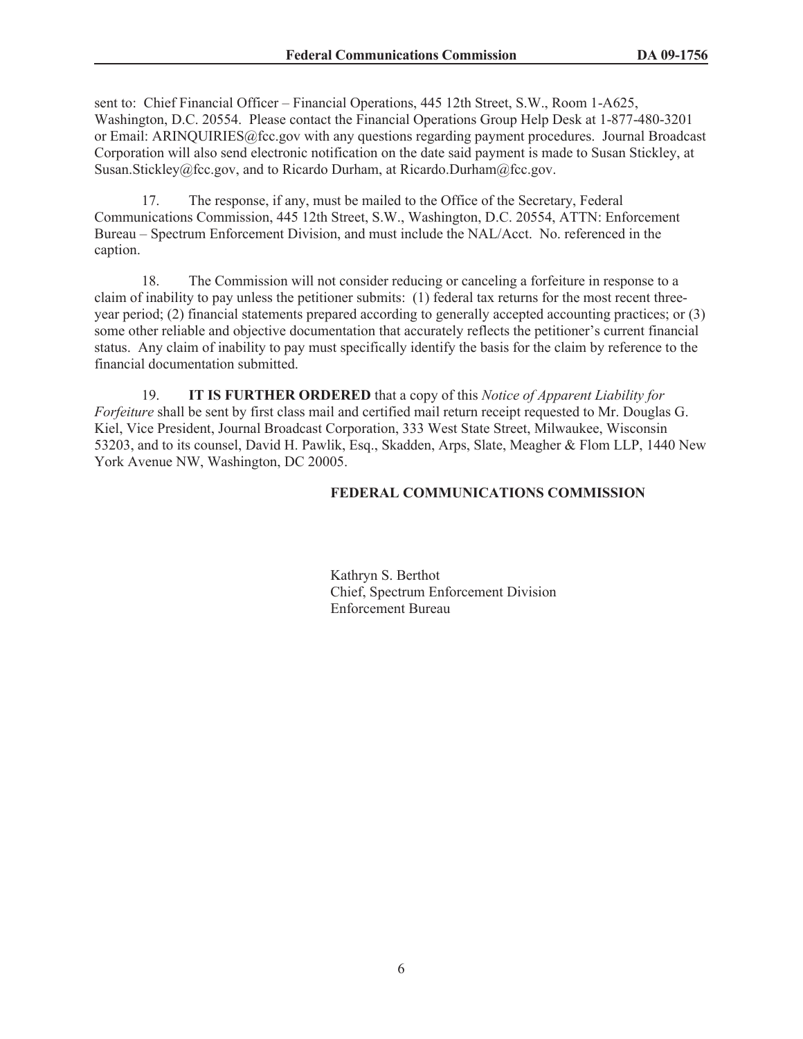sent to: Chief Financial Officer – Financial Operations, 445 12th Street, S.W., Room 1-A625, Washington, D.C. 20554. Please contact the Financial Operations Group Help Desk at 1-877-480-3201 or Email: ARINQUIRIES@fcc.gov with any questions regarding payment procedures. Journal Broadcast Corporation will also send electronic notification on the date said payment is made to Susan Stickley, at Susan.Stickley@fcc.gov, and to Ricardo Durham, at Ricardo.Durham@fcc.gov.

17. The response, if any, must be mailed to the Office of the Secretary, Federal Communications Commission, 445 12th Street, S.W., Washington, D.C. 20554, ATTN: Enforcement Bureau – Spectrum Enforcement Division, and must include the NAL/Acct. No. referenced in the caption.

18. The Commission will not consider reducing or canceling a forfeiture in response to a claim of inability to pay unless the petitioner submits: (1) federal tax returns for the most recent three-year period; (2) financial statements prepared according to generally accepted accounting practices; or (3) some other reliable and objective documentation that accurately reflects the petitioner's current financial status. Any claim of inability to pay must specifically identify the basis for the claim by reference to the financial documentation submitted.

19. **IT IS FURTHER ORDERED** that a copy of this *Notice of Apparent Liability for Forfeiture* shall be sent by first class mail and certified mail return receipt requested to Mr. Douglas G. Kiel, Vice President, Journal Broadcast Corporation, 333 West State Street, Milwaukee, Wisconsin 53203, and to its counsel, David H. Pawlik, Esq., Skadden, Arps, Slate, Meagher & Flom LLP, 1440 New York Avenue NW, Washington, DC 20005.

**FEDERAL COMMUNICATIONS COMMISSION**

Kathryn S. Berthot
Chief, Spectrum Enforcement Division
Enforcement Bureau